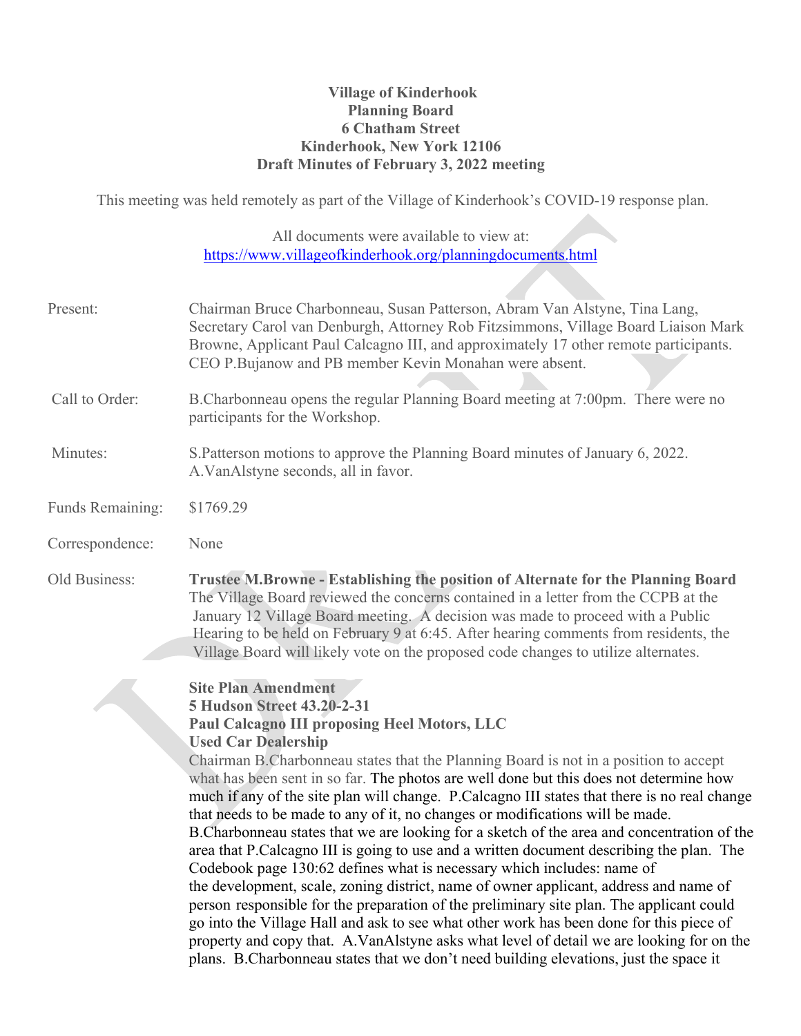**Village of Kinderhook**
**Planning Board**
**6 Chatham Street**
**Kinderhook, New York 12106**
**Draft Minutes of February 3, 2022 meeting**

This meeting was held remotely as part of the Village of Kinderhook's COVID-19 response plan.

All documents were available to view at:
https://www.villageofkinderhook.org/planningdocuments.html

Present: Chairman Bruce Charbonneau, Susan Patterson, Abram Van Alstyne, Tina Lang, Secretary Carol van Denburgh, Attorney Rob Fitzsimmons, Village Board Liaison Mark Browne, Applicant Paul Calcagno III, and approximately 17 other remote participants. CEO P.Bujanow and PB member Kevin Monahan were absent.

Call to Order: B.Charbonneau opens the regular Planning Board meeting at 7:00pm. There were no participants for the Workshop.

Minutes: S.Patterson motions to approve the Planning Board minutes of January 6, 2022. A.VanAlstyne seconds, all in favor.

Funds Remaining: $1769.29

Correspondence: None

Old Business: **Trustee M.Browne - Establishing the position of Alternate for the Planning Board**
The Village Board reviewed the concerns contained in a letter from the CCPB at the January 12 Village Board meeting. A decision was made to proceed with a Public Hearing to be held on February 9 at 6:45. After hearing comments from residents, the Village Board will likely vote on the proposed code changes to utilize alternates.

**Site Plan Amendment**
**5 Hudson Street 43.20-2-31**
**Paul Calcagno III proposing Heel Motors, LLC**
**Used Car Dealership**
Chairman B.Charbonneau states that the Planning Board is not in a position to accept what has been sent in so far. The photos are well done but this does not determine how much if any of the site plan will change. P.Calcagno III states that there is no real change that needs to be made to any of it, no changes or modifications will be made. B.Charbonneau states that we are looking for a sketch of the area and concentration of the area that P.Calcagno III is going to use and a written document describing the plan. The Codebook page 130:62 defines what is necessary which includes: name of the development, scale, zoning district, name of owner applicant, address and name of person responsible for the preparation of the preliminary site plan. The applicant could go into the Village Hall and ask to see what other work has been done for this piece of property and copy that. A.VanAlstyne asks what level of detail we are looking for on the plans. B.Charbonneau states that we don't need building elevations, just the space it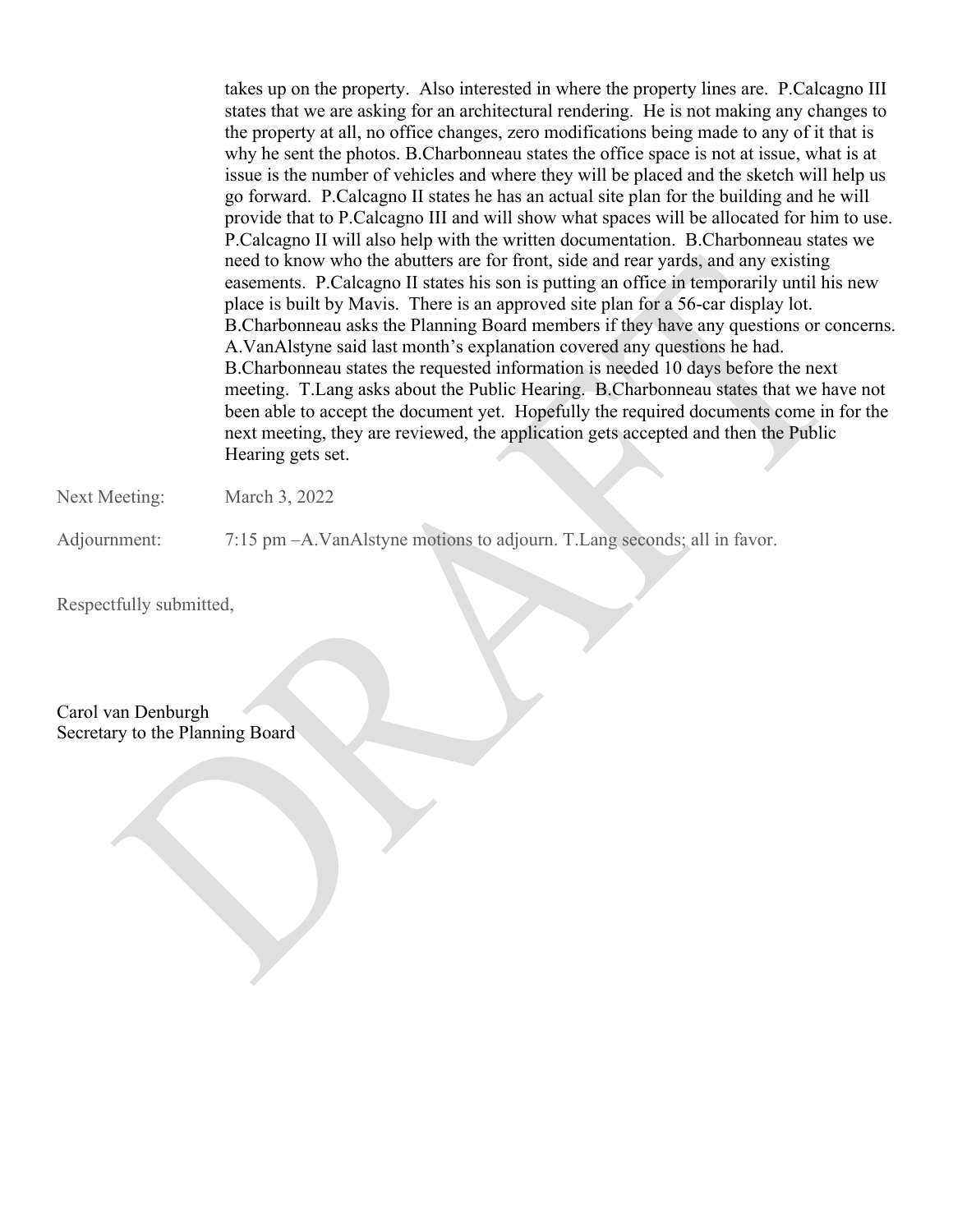takes up on the property. Also interested in where the property lines are. P.Calcagno III states that we are asking for an architectural rendering. He is not making any changes to the property at all, no office changes, zero modifications being made to any of it that is why he sent the photos. B.Charbonneau states the office space is not at issue, what is at issue is the number of vehicles and where they will be placed and the sketch will help us go forward. P.Calcagno II states he has an actual site plan for the building and he will provide that to P.Calcagno III and will show what spaces will be allocated for him to use. P.Calcagno II will also help with the written documentation. B.Charbonneau states we need to know who the abutters are for front, side and rear yards, and any existing easements. P.Calcagno II states his son is putting an office in temporarily until his new place is built by Mavis. There is an approved site plan for a 56-car display lot. B.Charbonneau asks the Planning Board members if they have any questions or concerns. A.VanAlstyne said last month's explanation covered any questions he had. B.Charbonneau states the requested information is needed 10 days before the next meeting. T.Lang asks about the Public Hearing. B.Charbonneau states that we have not been able to accept the document yet. Hopefully the required documents come in for the next meeting, they are reviewed, the application gets accepted and then the Public Hearing gets set.

Next Meeting: March 3, 2022

Adjournment: 7:15 pm –A.VanAlstyne motions to adjourn. T.Lang seconds; all in favor.

Respectfully submitted,

Carol van Denburgh
Secretary to the Planning Board

DRAFT